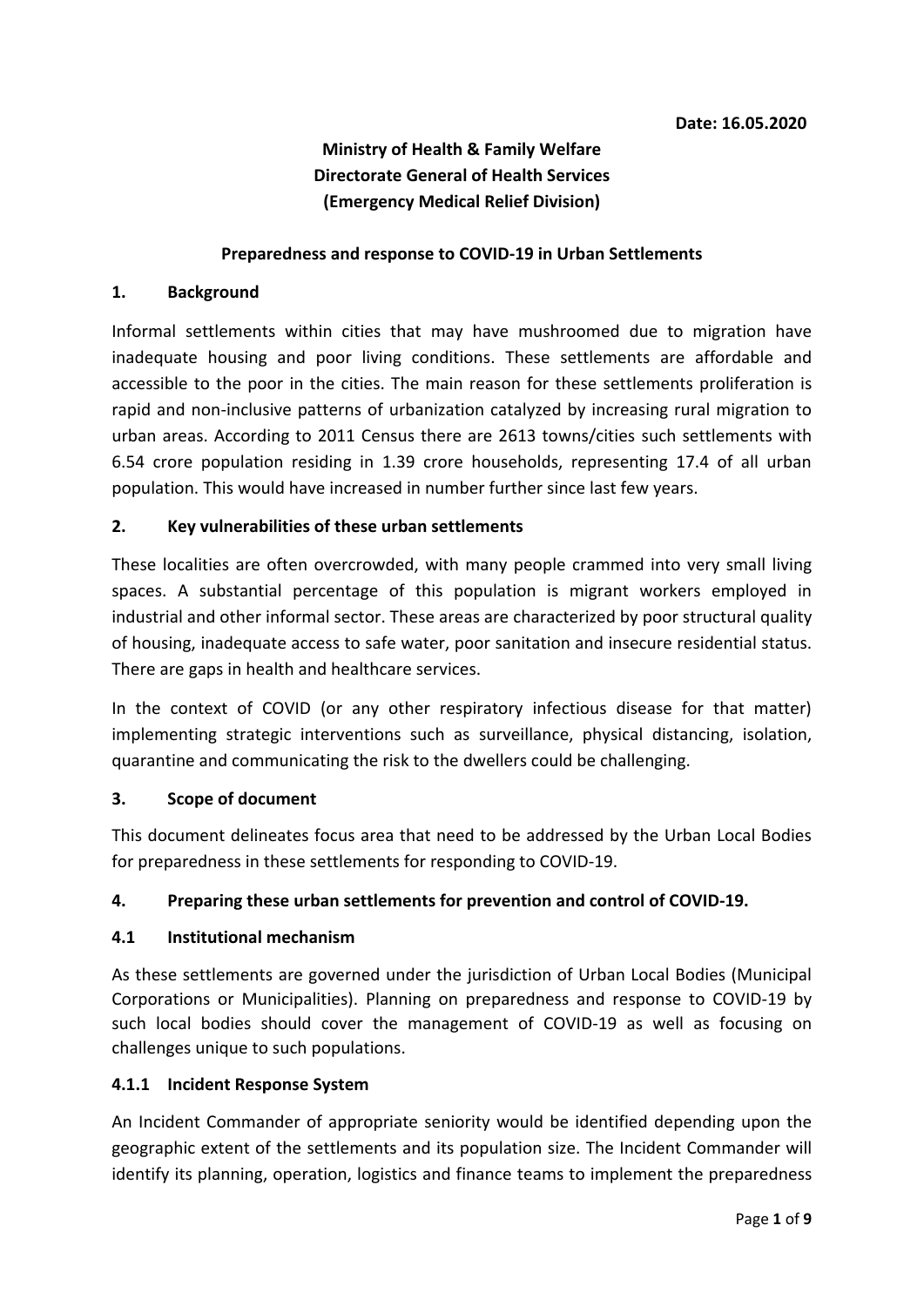**Date: 16.05.2020**

**Ministry of Health & Family Welfare**
**Directorate General of Health Services**
**(Emergency Medical Relief Division)**

**Preparedness and response to COVID-19 in Urban Settlements**

## 1. Background

Informal settlements within cities that may have mushroomed due to migration have inadequate housing and poor living conditions. These settlements are affordable and accessible to the poor in the cities. The main reason for these settlements proliferation is rapid and non-inclusive patterns of urbanization catalyzed by increasing rural migration to urban areas. According to 2011 Census there are 2613 towns/cities such settlements with 6.54 crore population residing in 1.39 crore households, representing 17.4 of all urban population. This would have increased in number further since last few years.

## 2. Key vulnerabilities of these urban settlements

These localities are often overcrowded, with many people crammed into very small living spaces. A substantial percentage of this population is migrant workers employed in industrial and other informal sector. These areas are characterized by poor structural quality of housing, inadequate access to safe water, poor sanitation and insecure residential status. There are gaps in health and healthcare services.

In the context of COVID (or any other respiratory infectious disease for that matter) implementing strategic interventions such as surveillance, physical distancing, isolation, quarantine and communicating the risk to the dwellers could be challenging.

## 3. Scope of document

This document delineates focus area that need to be addressed by the Urban Local Bodies for preparedness in these settlements for responding to COVID-19.

## 4. Preparing these urban settlements for prevention and control of COVID-19.

### 4.1 Institutional mechanism

As these settlements are governed under the jurisdiction of Urban Local Bodies (Municipal Corporations or Municipalities). Planning on preparedness and response to COVID-19 by such local bodies should cover the management of COVID-19 as well as focusing on challenges unique to such populations.

#### 4.1.1 Incident Response System

An Incident Commander of appropriate seniority would be identified depending upon the geographic extent of the settlements and its population size. The Incident Commander will identify its planning, operation, logistics and finance teams to implement the preparedness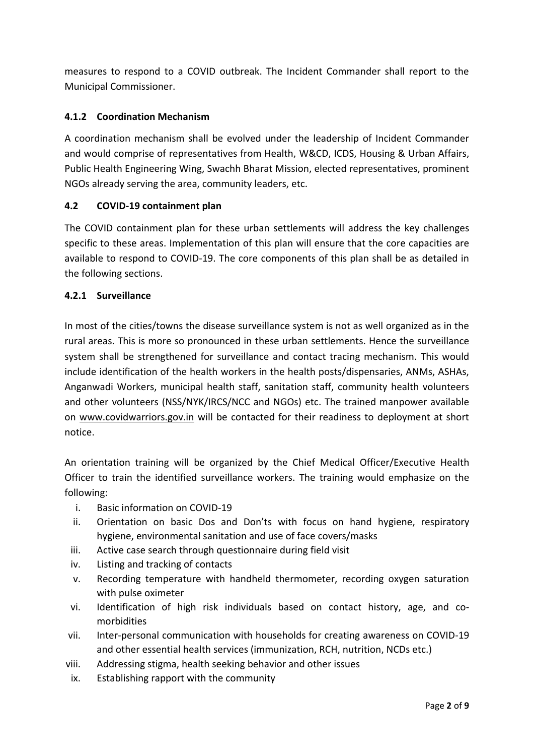measures to respond to a COVID outbreak. The Incident Commander shall report to the Municipal Commissioner.

#### 4.1.2 Coordination Mechanism

A coordination mechanism shall be evolved under the leadership of Incident Commander and would comprise of representatives from Health, W&CD, ICDS, Housing & Urban Affairs, Public Health Engineering Wing, Swachh Bharat Mission, elected representatives, prominent NGOs already serving the area, community leaders, etc.

### 4.2 COVID-19 containment plan

The COVID containment plan for these urban settlements will address the key challenges specific to these areas. Implementation of this plan will ensure that the core capacities are available to respond to COVID-19. The core components of this plan shall be as detailed in the following sections.

#### 4.2.1 Surveillance

In most of the cities/towns the disease surveillance system is not as well organized as in the rural areas. This is more so pronounced in these urban settlements. Hence the surveillance system shall be strengthened for surveillance and contact tracing mechanism. This would include identification of the health workers in the health posts/dispensaries, ANMs, ASHAs, Anganwadi Workers, municipal health staff, sanitation staff, community health volunteers and other volunteers (NSS/NYK/IRCS/NCC and NGOs) etc. The trained manpower available on www.covidwarriors.gov.in will be contacted for their readiness to deployment at short notice.

An orientation training will be organized by the Chief Medical Officer/Executive Health Officer to train the identified surveillance workers. The training would emphasize on the following:

i. Basic information on COVID-19
ii. Orientation on basic Dos and Don'ts with focus on hand hygiene, respiratory hygiene, environmental sanitation and use of face covers/masks
iii. Active case search through questionnaire during field visit
iv. Listing and tracking of contacts
v. Recording temperature with handheld thermometer, recording oxygen saturation with pulse oximeter
vi. Identification of high risk individuals based on contact history, age, and co-morbidities
vii. Inter-personal communication with households for creating awareness on COVID-19 and other essential health services (immunization, RCH, nutrition, NCDs etc.)
viii. Addressing stigma, health seeking behavior and other issues
ix. Establishing rapport with the community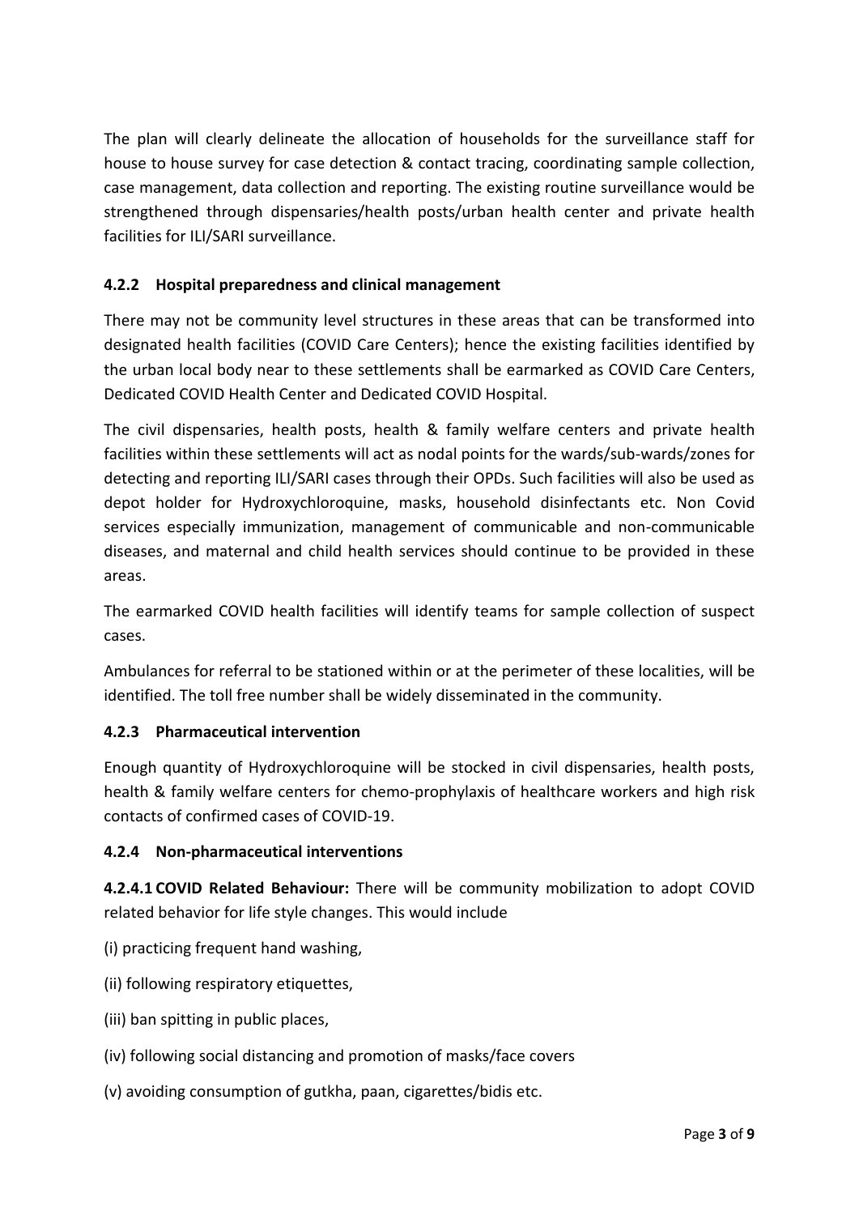The plan will clearly delineate the allocation of households for the surveillance staff for house to house survey for case detection & contact tracing, coordinating sample collection, case management, data collection and reporting. The existing routine surveillance would be strengthened through dispensaries/health posts/urban health center and private health facilities for ILI/SARI surveillance.

### 4.2.2 Hospital preparedness and clinical management

There may not be community level structures in these areas that can be transformed into designated health facilities (COVID Care Centers); hence the existing facilities identified by the urban local body near to these settlements shall be earmarked as COVID Care Centers, Dedicated COVID Health Center and Dedicated COVID Hospital.

The civil dispensaries, health posts, health & family welfare centers and private health facilities within these settlements will act as nodal points for the wards/sub-wards/zones for detecting and reporting ILI/SARI cases through their OPDs. Such facilities will also be used as depot holder for Hydroxychloroquine, masks, household disinfectants etc. Non Covid services especially immunization, management of communicable and non-communicable diseases, and maternal and child health services should continue to be provided in these areas.

The earmarked COVID health facilities will identify teams for sample collection of suspect cases.

Ambulances for referral to be stationed within or at the perimeter of these localities, will be identified. The toll free number shall be widely disseminated in the community.

### 4.2.3 Pharmaceutical intervention

Enough quantity of Hydroxychloroquine will be stocked in civil dispensaries, health posts, health & family welfare centers for chemo-prophylaxis of healthcare workers and high risk contacts of confirmed cases of COVID-19.

### 4.2.4 Non-pharmaceutical interventions

**4.2.4.1 COVID Related Behaviour:** There will be community mobilization to adopt COVID related behavior for life style changes. This would include

(i) practicing frequent hand washing,

(ii) following respiratory etiquettes,

(iii) ban spitting in public places,

(iv) following social distancing and promotion of masks/face covers

(v) avoiding consumption of gutkha, paan, cigarettes/bidis etc.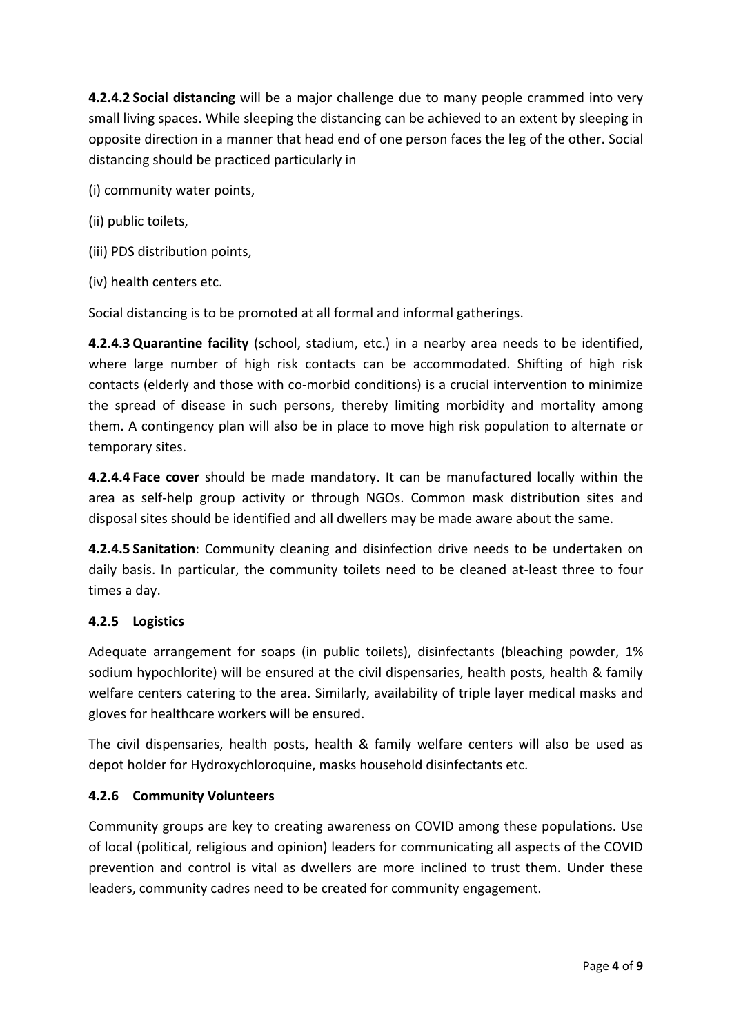**4.2.4.2 Social distancing** will be a major challenge due to many people crammed into very small living spaces. While sleeping the distancing can be achieved to an extent by sleeping in opposite direction in a manner that head end of one person faces the leg of the other. Social distancing should be practiced particularly in

(i) community water points,

(ii) public toilets,

(iii) PDS distribution points,

(iv) health centers etc.

Social distancing is to be promoted at all formal and informal gatherings.

**4.2.4.3 Quarantine facility** (school, stadium, etc.) in a nearby area needs to be identified, where large number of high risk contacts can be accommodated. Shifting of high risk contacts (elderly and those with co-morbid conditions) is a crucial intervention to minimize the spread of disease in such persons, thereby limiting morbidity and mortality among them. A contingency plan will also be in place to move high risk population to alternate or temporary sites.

**4.2.4.4 Face cover** should be made mandatory. It can be manufactured locally within the area as self-help group activity or through NGOs. Common mask distribution sites and disposal sites should be identified and all dwellers may be made aware about the same.

**4.2.4.5 Sanitation**: Community cleaning and disinfection drive needs to be undertaken on daily basis. In particular, the community toilets need to be cleaned at-least three to four times a day.

### 4.2.5 Logistics

Adequate arrangement for soaps (in public toilets), disinfectants (bleaching powder, 1% sodium hypochlorite) will be ensured at the civil dispensaries, health posts, health & family welfare centers catering to the area. Similarly, availability of triple layer medical masks and gloves for healthcare workers will be ensured.

The civil dispensaries, health posts, health & family welfare centers will also be used as depot holder for Hydroxychloroquine, masks household disinfectants etc.

### 4.2.6 Community Volunteers

Community groups are key to creating awareness on COVID among these populations. Use of local (political, religious and opinion) leaders for communicating all aspects of the COVID prevention and control is vital as dwellers are more inclined to trust them. Under these leaders, community cadres need to be created for community engagement.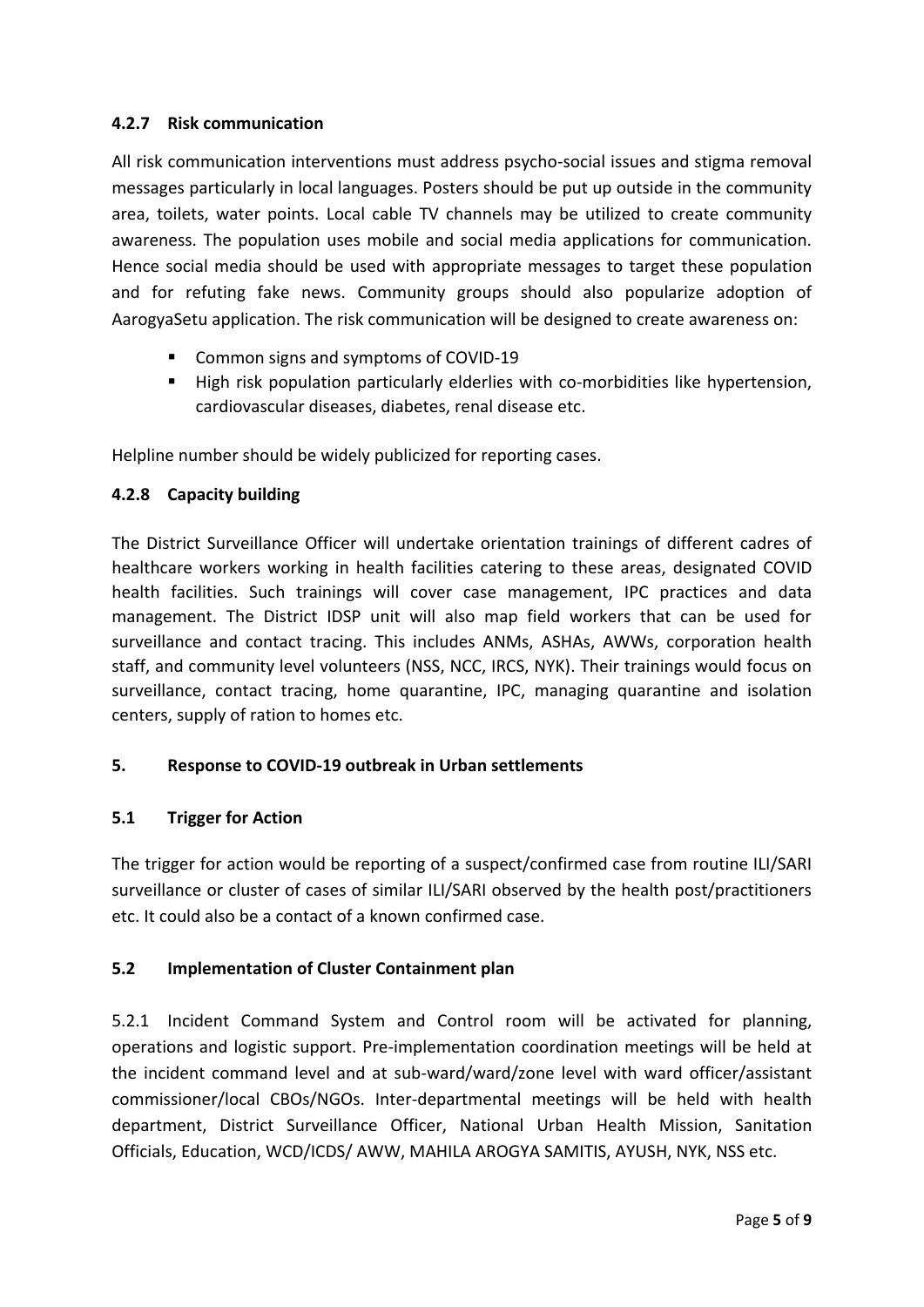#### 4.2.7 Risk communication

All risk communication interventions must address psycho-social issues and stigma removal messages particularly in local languages. Posters should be put up outside in the community area, toilets, water points. Local cable TV channels may be utilized to create community awareness. The population uses mobile and social media applications for communication. Hence social media should be used with appropriate messages to target these population and for refuting fake news. Community groups should also popularize adoption of AarogyaSetu application. The risk communication will be designed to create awareness on:

- Common signs and symptoms of COVID-19
- High risk population particularly elderlies with co-morbidities like hypertension, cardiovascular diseases, diabetes, renal disease etc.

Helpline number should be widely publicized for reporting cases.

#### 4.2.8 Capacity building

The District Surveillance Officer will undertake orientation trainings of different cadres of healthcare workers working in health facilities catering to these areas, designated COVID health facilities. Such trainings will cover case management, IPC practices and data management. The District IDSP unit will also map field workers that can be used for surveillance and contact tracing. This includes ANMs, ASHAs, AWWs, corporation health staff, and community level volunteers (NSS, NCC, IRCS, NYK). Their trainings would focus on surveillance, contact tracing, home quarantine, IPC, managing quarantine and isolation centers, supply of ration to homes etc.

## 5. Response to COVID-19 outbreak in Urban settlements

### 5.1 Trigger for Action

The trigger for action would be reporting of a suspect/confirmed case from routine ILI/SARI surveillance or cluster of cases of similar ILI/SARI observed by the health post/practitioners etc. It could also be a contact of a known confirmed case.

### 5.2 Implementation of Cluster Containment plan

5.2.1 Incident Command System and Control room will be activated for planning, operations and logistic support. Pre-implementation coordination meetings will be held at the incident command level and at sub-ward/ward/zone level with ward officer/assistant commissioner/local CBOs/NGOs. Inter-departmental meetings will be held with health department, District Surveillance Officer, National Urban Health Mission, Sanitation Officials, Education, WCD/ICDS/ AWW, MAHILA AROGYA SAMITIS, AYUSH, NYK, NSS etc.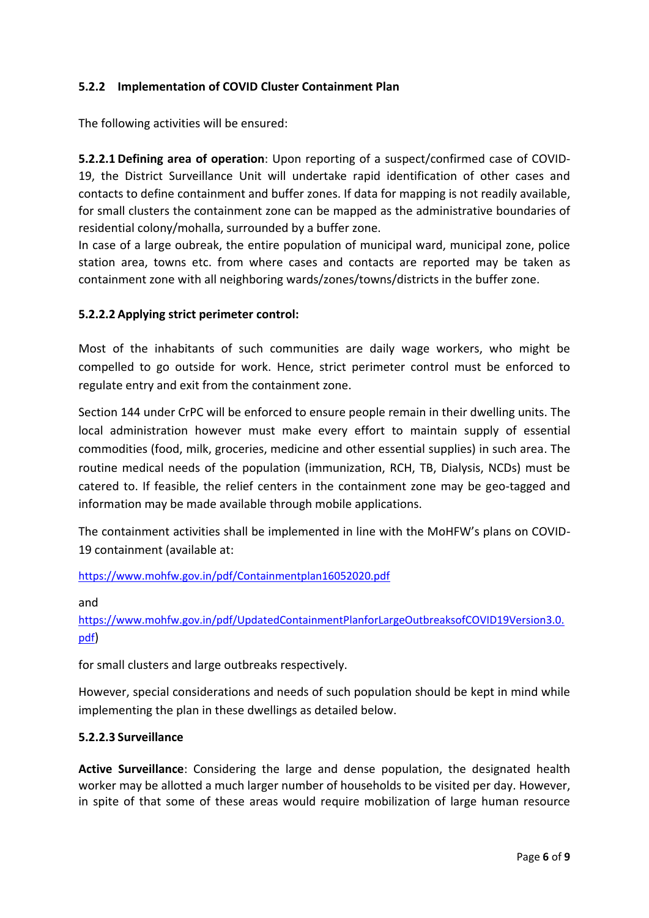### 5.2.2 Implementation of COVID Cluster Containment Plan

The following activities will be ensured:

**5.2.2.1 Defining area of operation**: Upon reporting of a suspect/confirmed case of COVID-19, the District Surveillance Unit will undertake rapid identification of other cases and contacts to define containment and buffer zones. If data for mapping is not readily available, for small clusters the containment zone can be mapped as the administrative boundaries of residential colony/mohalla, surrounded by a buffer zone.

In case of a large oubreak, the entire population of municipal ward, municipal zone, police station area, towns etc. from where cases and contacts are reported may be taken as containment zone with all neighboring wards/zones/towns/districts in the buffer zone.

**5.2.2.2 Applying strict perimeter control:**

Most of the inhabitants of such communities are daily wage workers, who might be compelled to go outside for work. Hence, strict perimeter control must be enforced to regulate entry and exit from the containment zone.

Section 144 under CrPC will be enforced to ensure people remain in their dwelling units. The local administration however must make every effort to maintain supply of essential commodities (food, milk, groceries, medicine and other essential supplies) in such area. The routine medical needs of the population (immunization, RCH, TB, Dialysis, NCDs) must be catered to. If feasible, the relief centers in the containment zone may be geo-tagged and information may be made available through mobile applications.

The containment activities shall be implemented in line with the MoHFW's plans on COVID-19 containment (available at:

https://www.mohfw.gov.in/pdf/Containmentplan16052020.pdf

and

https://www.mohfw.gov.in/pdf/UpdatedContainmentPlanforLargeOutbreaksofCOVID19Version3.0.pdf)

for small clusters and large outbreaks respectively.

However, special considerations and needs of such population should be kept in mind while implementing the plan in these dwellings as detailed below.

**5.2.2.3 Surveillance**

**Active Surveillance**: Considering the large and dense population, the designated health worker may be allotted a much larger number of households to be visited per day. However, in spite of that some of these areas would require mobilization of large human resource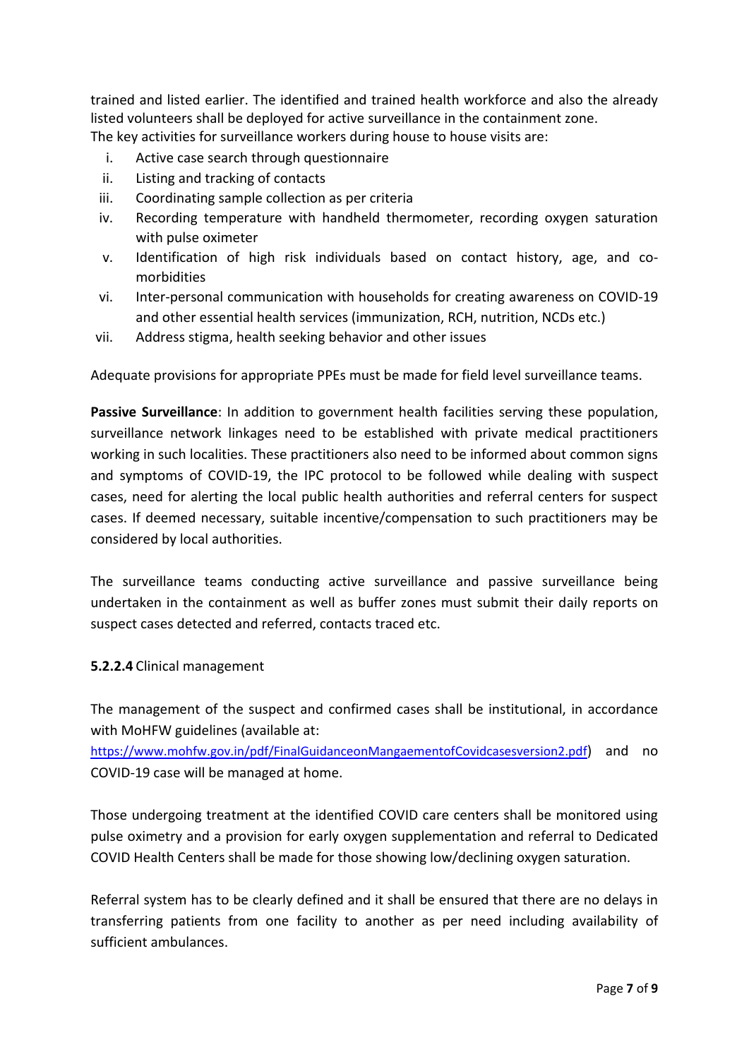trained and listed earlier. The identified and trained health workforce and also the already listed volunteers shall be deployed for active surveillance in the containment zone.
The key activities for surveillance workers during house to house visits are:

i. Active case search through questionnaire
ii. Listing and tracking of contacts
iii. Coordinating sample collection as per criteria
iv. Recording temperature with handheld thermometer, recording oxygen saturation with pulse oximeter
v. Identification of high risk individuals based on contact history, age, and co-morbidities
vi. Inter-personal communication with households for creating awareness on COVID-19 and other essential health services (immunization, RCH, nutrition, NCDs etc.)
vii. Address stigma, health seeking behavior and other issues

Adequate provisions for appropriate PPEs must be made for field level surveillance teams.

**Passive Surveillance**: In addition to government health facilities serving these population, surveillance network linkages need to be established with private medical practitioners working in such localities. These practitioners also need to be informed about common signs and symptoms of COVID-19, the IPC protocol to be followed while dealing with suspect cases, need for alerting the local public health authorities and referral centers for suspect cases. If deemed necessary, suitable incentive/compensation to such practitioners may be considered by local authorities.

The surveillance teams conducting active surveillance and passive surveillance being undertaken in the containment as well as buffer zones must submit their daily reports on suspect cases detected and referred, contacts traced etc.

**5.2.2.4** Clinical management

The management of the suspect and confirmed cases shall be institutional, in accordance with MoHFW guidelines (available at: https://www.mohfw.gov.in/pdf/FinalGuidanceonMangaementofCovidcasesversion2.pdf) and no COVID-19 case will be managed at home.

Those undergoing treatment at the identified COVID care centers shall be monitored using pulse oximetry and a provision for early oxygen supplementation and referral to Dedicated COVID Health Centers shall be made for those showing low/declining oxygen saturation.

Referral system has to be clearly defined and it shall be ensured that there are no delays in transferring patients from one facility to another as per need including availability of sufficient ambulances.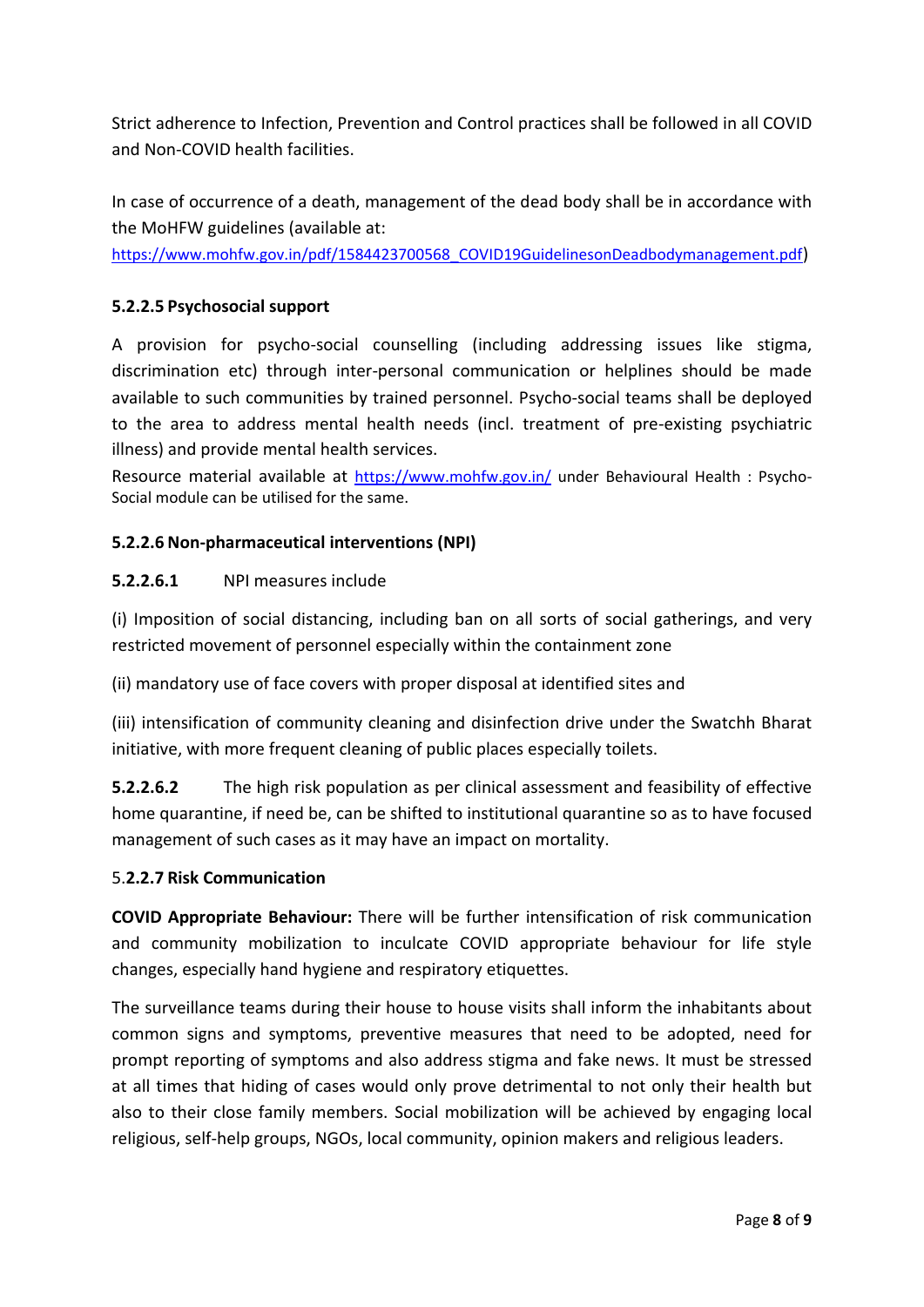Strict adherence to Infection, Prevention and Control practices shall be followed in all COVID and Non-COVID health facilities.

In case of occurrence of a death, management of the dead body shall be in accordance with the MoHFW guidelines (available at: https://www.mohfw.gov.in/pdf/1584423700568_COVID19GuidelinesonDeadbodymanagement.pdf)

#### 5.2.2.5 Psychosocial support

A provision for psycho-social counselling (including addressing issues like stigma, discrimination etc) through inter-personal communication or helplines should be made available to such communities by trained personnel. Psycho-social teams shall be deployed to the area to address mental health needs (incl. treatment of pre-existing psychiatric illness) and provide mental health services.

Resource material available at https://www.mohfw.gov.in/ under Behavioural Health : Psycho-Social module can be utilised for the same.

#### 5.2.2.6 Non-pharmaceutical interventions (NPI)

**5.2.2.6.1** NPI measures include

(i) Imposition of social distancing, including ban on all sorts of social gatherings, and very restricted movement of personnel especially within the containment zone

(ii) mandatory use of face covers with proper disposal at identified sites and

(iii) intensification of community cleaning and disinfection drive under the Swatchh Bharat initiative, with more frequent cleaning of public places especially toilets.

**5.2.2.6.2** The high risk population as per clinical assessment and feasibility of effective home quarantine, if need be, can be shifted to institutional quarantine so as to have focused management of such cases as it may have an impact on mortality.

#### 5.2.2.7 Risk Communication

**COVID Appropriate Behaviour:** There will be further intensification of risk communication and community mobilization to inculcate COVID appropriate behaviour for life style changes, especially hand hygiene and respiratory etiquettes.

The surveillance teams during their house to house visits shall inform the inhabitants about common signs and symptoms, preventive measures that need to be adopted, need for prompt reporting of symptoms and also address stigma and fake news. It must be stressed at all times that hiding of cases would only prove detrimental to not only their health but also to their close family members. Social mobilization will be achieved by engaging local religious, self-help groups, NGOs, local community, opinion makers and religious leaders.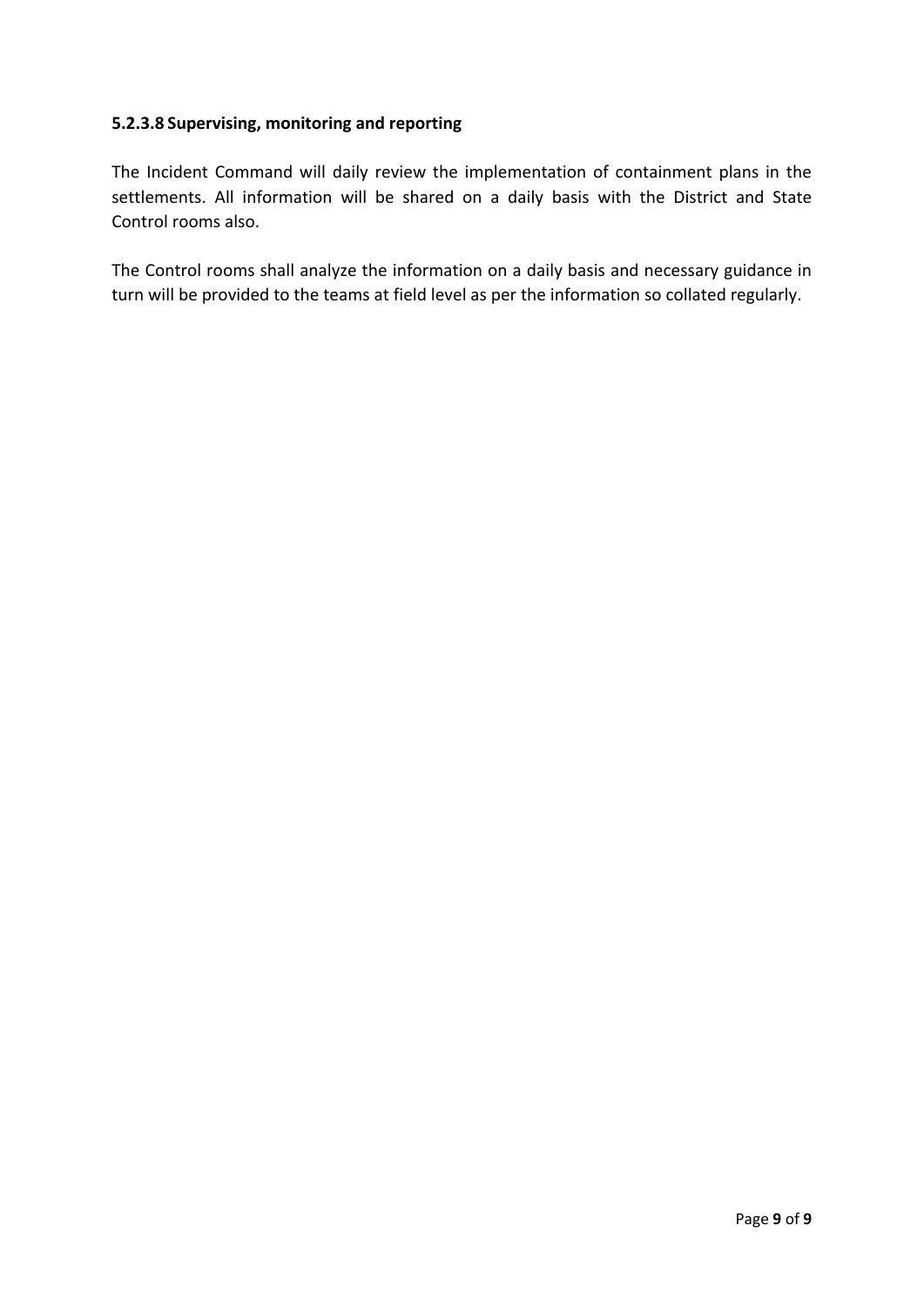#### 5.2.3.8 Supervising, monitoring and reporting

The Incident Command will daily review the implementation of containment plans in the settlements. All information will be shared on a daily basis with the District and State Control rooms also.

The Control rooms shall analyze the information on a daily basis and necessary guidance in turn will be provided to the teams at field level as per the information so collated regularly.